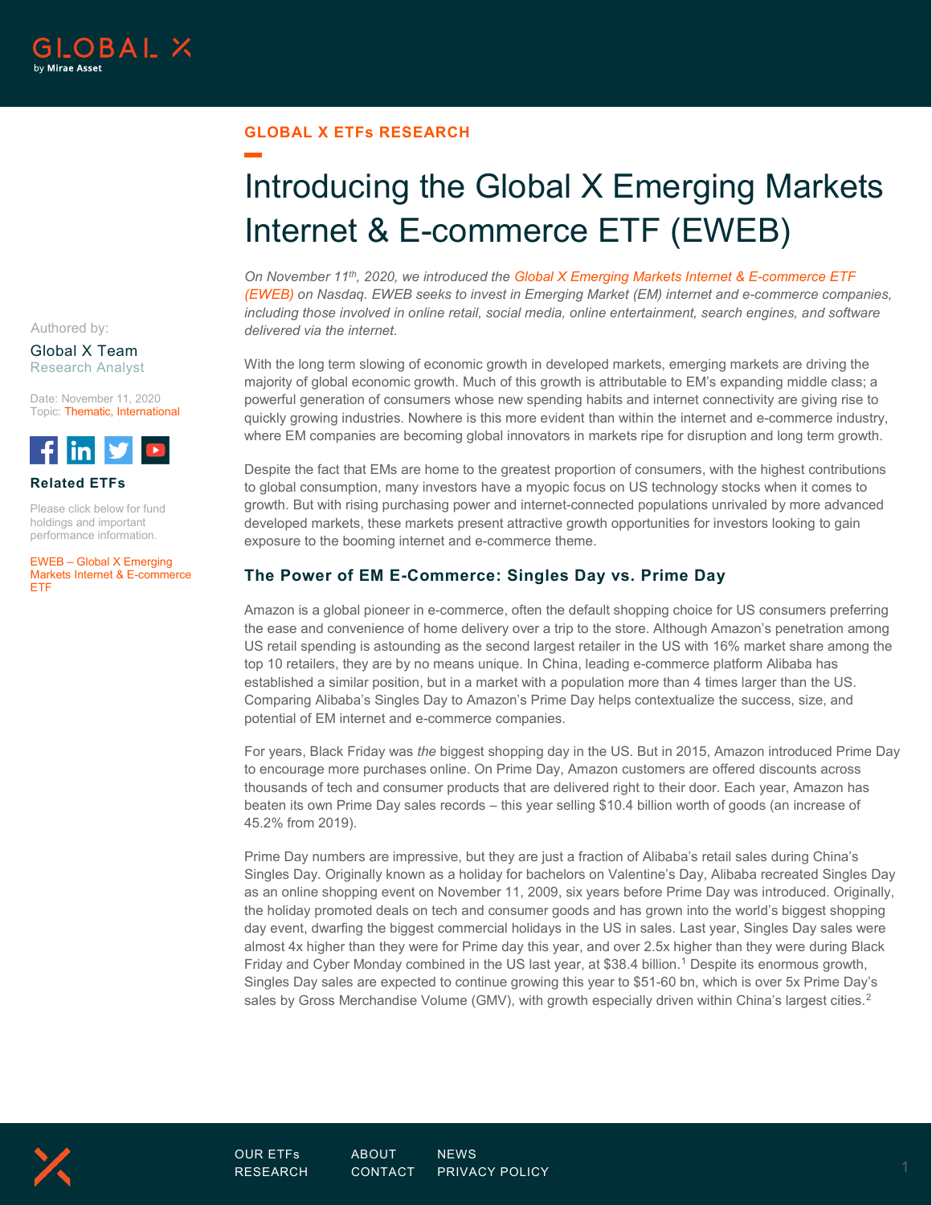GLOBAL X ETFs RESEARCH

# Introducing the Global X Emerging Markets Internet & E-commerce ETF (EWEB)

Authored by:

Global X Team
Research Analyst

Date: November 11, 2020
Topic: Thematic, International

**Related ETFs**

Please click below for fund holdings and important performance information.

EWEB – Global X Emerging Markets Internet & E-commerce ETF

*On November 11th, 2020, we introduced the Global X Emerging Markets Internet & E-commerce ETF (EWEB) on Nasdaq. EWEB seeks to invest in Emerging Market (EM) internet and e-commerce companies, including those involved in online retail, social media, online entertainment, search engines, and software delivered via the internet.*

With the long term slowing of economic growth in developed markets, emerging markets are driving the majority of global economic growth. Much of this growth is attributable to EM's expanding middle class; a powerful generation of consumers whose new spending habits and internet connectivity are giving rise to quickly growing industries. Nowhere is this more evident than within the internet and e-commerce industry, where EM companies are becoming global innovators in markets ripe for disruption and long term growth.

Despite the fact that EMs are home to the greatest proportion of consumers, with the highest contributions to global consumption, many investors have a myopic focus on US technology stocks when it comes to growth. But with rising purchasing power and internet-connected populations unrivaled by more advanced developed markets, these markets present attractive growth opportunities for investors looking to gain exposure to the booming internet and e-commerce theme.

## The Power of EM E-Commerce: Singles Day vs. Prime Day

Amazon is a global pioneer in e-commerce, often the default shopping choice for US consumers preferring the ease and convenience of home delivery over a trip to the store. Although Amazon's penetration among US retail spending is astounding as the second largest retailer in the US with 16% market share among the top 10 retailers, they are by no means unique. In China, leading e-commerce platform Alibaba has established a similar position, but in a market with a population more than 4 times larger than the US. Comparing Alibaba's Singles Day to Amazon's Prime Day helps contextualize the success, size, and potential of EM internet and e-commerce companies.

For years, Black Friday was *the* biggest shopping day in the US. But in 2015, Amazon introduced Prime Day to encourage more purchases online. On Prime Day, Amazon customers are offered discounts across thousands of tech and consumer products that are delivered right to their door. Each year, Amazon has beaten its own Prime Day sales records – this year selling $10.4 billion worth of goods (an increase of 45.2% from 2019).

Prime Day numbers are impressive, but they are just a fraction of Alibaba's retail sales during China's Singles Day. Originally known as a holiday for bachelors on Valentine's Day, Alibaba recreated Singles Day as an online shopping event on November 11, 2009, six years before Prime Day was introduced. Originally, the holiday promoted deals on tech and consumer goods and has grown into the world's biggest shopping day event, dwarfing the biggest commercial holidays in the US in sales. Last year, Singles Day sales were almost 4x higher than they were for Prime day this year, and over 2.5x higher than they were during Black Friday and Cyber Monday combined in the US last year, at $38.4 billion.[1] Despite its enormous growth, Singles Day sales are expected to continue growing this year to $51-60 bn, which is over 5x Prime Day's sales by Gross Merchandise Volume (GMV), with growth especially driven within China's largest cities.[2]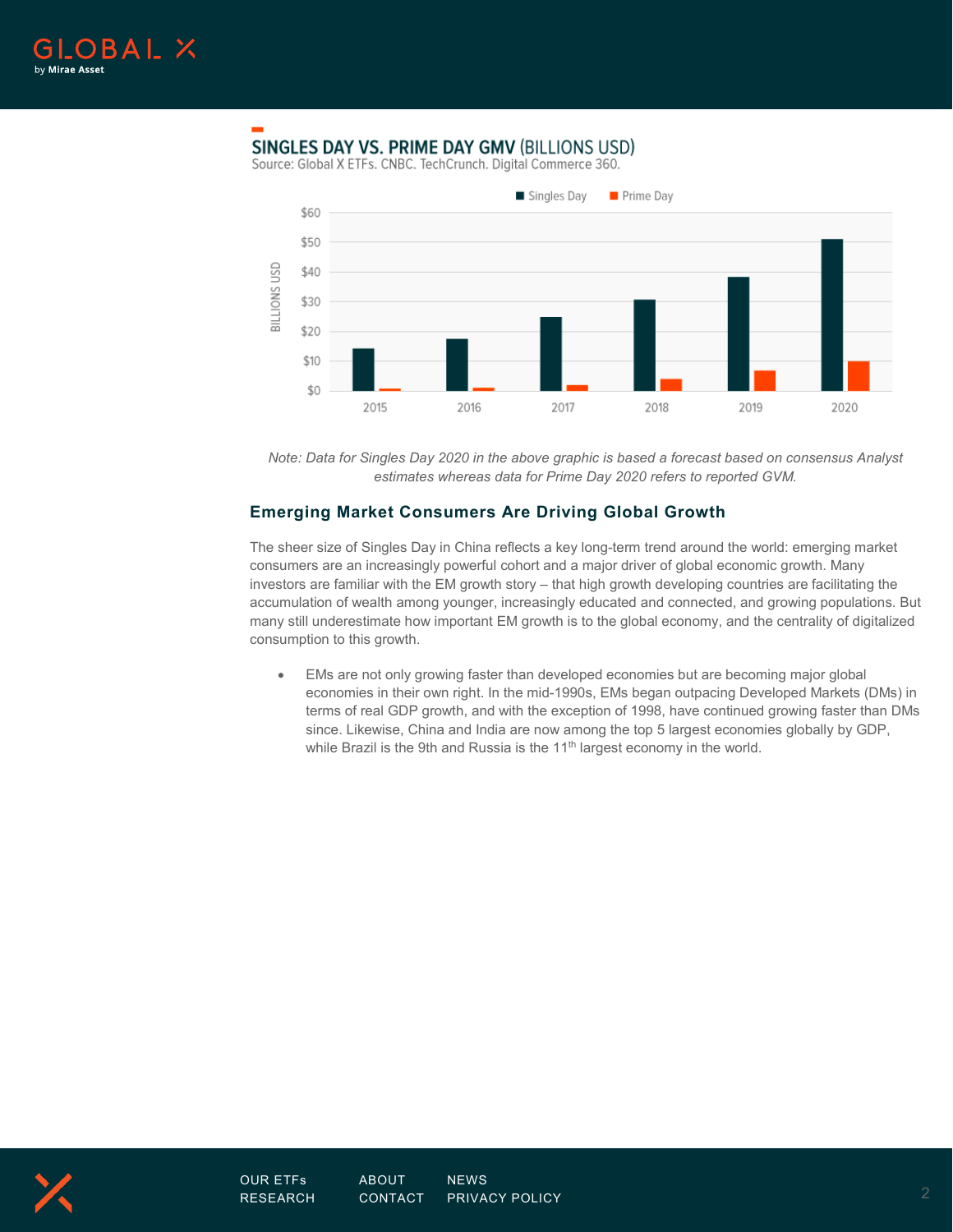## SINGLES DAY VS. PRIME DAY GMV (BILLIONS USD)

Source: Global X ETFs. CNBC. TechCrunch. Digital Commerce 360.

*Note: Data for Singles Day 2020 in the above graphic is based a forecast based on consensus Analyst estimates whereas data for Prime Day 2020 refers to reported GVM.*

### Emerging Market Consumers Are Driving Global Growth

The sheer size of Singles Day in China reflects a key long-term trend around the world: emerging market consumers are an increasingly powerful cohort and a major driver of global economic growth. Many investors are familiar with the EM growth story – that high growth developing countries are facilitating the accumulation of wealth among younger, increasingly educated and connected, and growing populations. But many still underestimate how important EM growth is to the global economy, and the centrality of digitalized consumption to this growth.

- EMs are not only growing faster than developed economies but are becoming major global economies in their own right. In the mid-1990s, EMs began outpacing Developed Markets (DMs) in terms of real GDP growth, and with the exception of 1998, have continued growing faster than DMs since. Likewise, China and India are now among the top 5 largest economies globally by GDP, while Brazil is the 9th and Russia is the 11th largest economy in the world.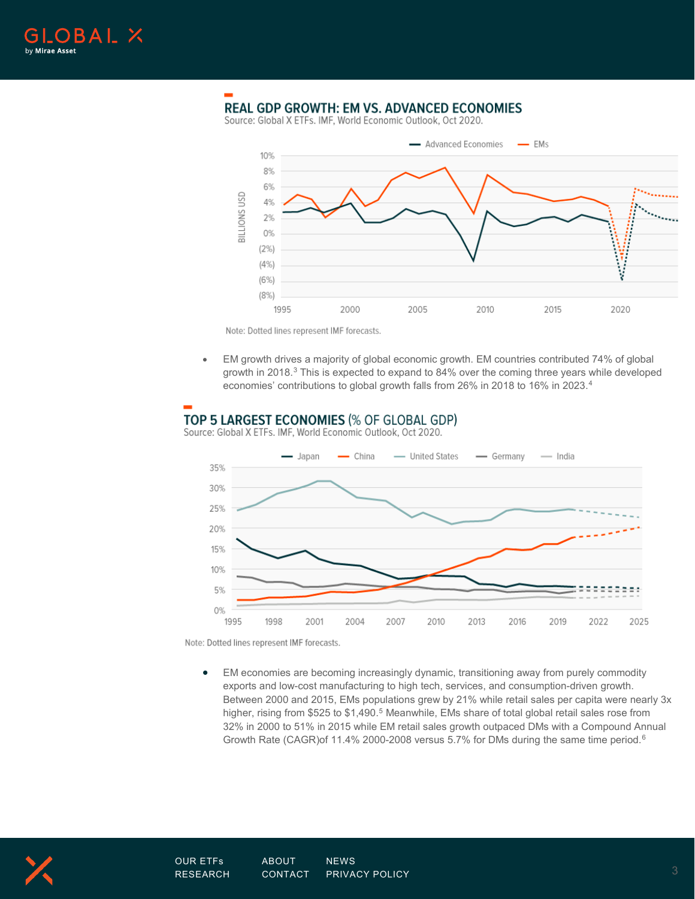## REAL GDP GROWTH: EM VS. ADVANCED ECONOMIES

Source: Global X ETFs. IMF, World Economic Outlook, Oct 2020.

Note: Dotted lines represent IMF forecasts.

- EM growth drives a majority of global economic growth. EM countries contributed 74% of global growth in 2018.[3] This is expected to expand to 84% over the coming three years while developed economies' contributions to global growth falls from 26% in 2018 to 16% in 2023.[4]

## TOP 5 LARGEST ECONOMIES (% OF GLOBAL GDP)

Source: Global X ETFs. IMF, World Economic Outlook, Oct 2020.

Note: Dotted lines represent IMF forecasts.

- EM economies are becoming increasingly dynamic, transitioning away from purely commodity exports and low-cost manufacturing to high tech, services, and consumption-driven growth. Between 2000 and 2015, EMs populations grew by 21% while retail sales per capita were nearly 3x higher, rising from $525 to $1,490.[5] Meanwhile, EMs share of total global retail sales rose from 32% in 2000 to 51% in 2015 while EM retail sales growth outpaced DMs with a Compound Annual Growth Rate (CAGR)of 11.4% 2000-2008 versus 5.7% for DMs during the same time period.[6]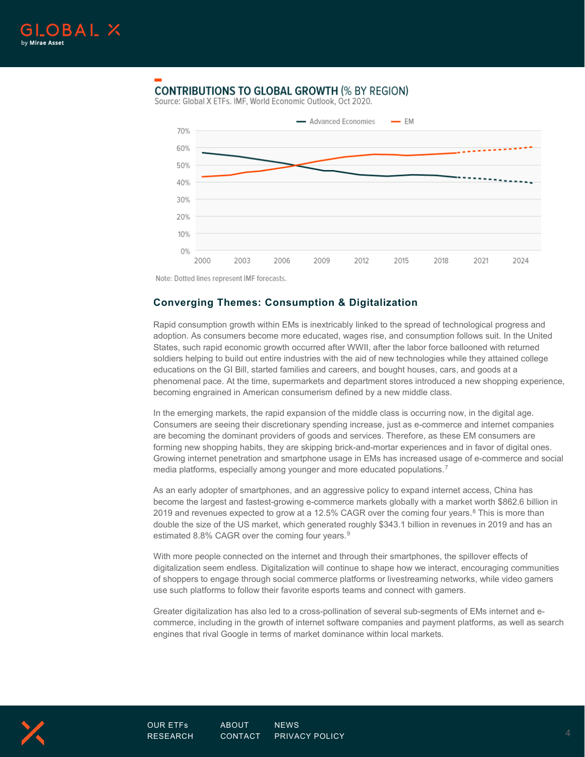**CONTRIBUTIONS TO GLOBAL GROWTH** (% BY REGION)

Source: Global X ETFs. IMF, World Economic Outlook, Oct 2020.

Note: Dotted lines represent IMF forecasts.

### Converging Themes: Consumption & Digitalization

Rapid consumption growth within EMs is inextricably linked to the spread of technological progress and adoption. As consumers become more educated, wages rise, and consumption follows suit. In the United States, such rapid economic growth occurred after WWII, after the labor force ballooned with returned soldiers helping to build out entire industries with the aid of new technologies while they attained college educations on the GI Bill, started families and careers, and bought houses, cars, and goods at a phenomenal pace. At the time, supermarkets and department stores introduced a new shopping experience, becoming engrained in American consumerism defined by a new middle class.

In the emerging markets, the rapid expansion of the middle class is occurring now, in the digital age. Consumers are seeing their discretionary spending increase, just as e-commerce and internet companies are becoming the dominant providers of goods and services. Therefore, as these EM consumers are forming new shopping habits, they are skipping brick-and-mortar experiences and in favor of digital ones. Growing internet penetration and smartphone usage in EMs has increased usage of e-commerce and social media platforms, especially among younger and more educated populations.[7]

As an early adopter of smartphones, and an aggressive policy to expand internet access, China has become the largest and fastest-growing e-commerce markets globally with a market worth $862.6 billion in 2019 and revenues expected to grow at a 12.5% CAGR over the coming four years.[8] This is more than double the size of the US market, which generated roughly $343.1 billion in revenues in 2019 and has an estimated 8.8% CAGR over the coming four years.[9]

With more people connected on the internet and through their smartphones, the spillover effects of digitalization seem endless. Digitalization will continue to shape how we interact, encouraging communities of shoppers to engage through social commerce platforms or livestreaming networks, while video gamers use such platforms to follow their favorite esports teams and connect with gamers.

Greater digitalization has also led to a cross-pollination of several sub-segments of EMs internet and e-commerce, including in the growth of internet software companies and payment platforms, as well as search engines that rival Google in terms of market dominance within local markets.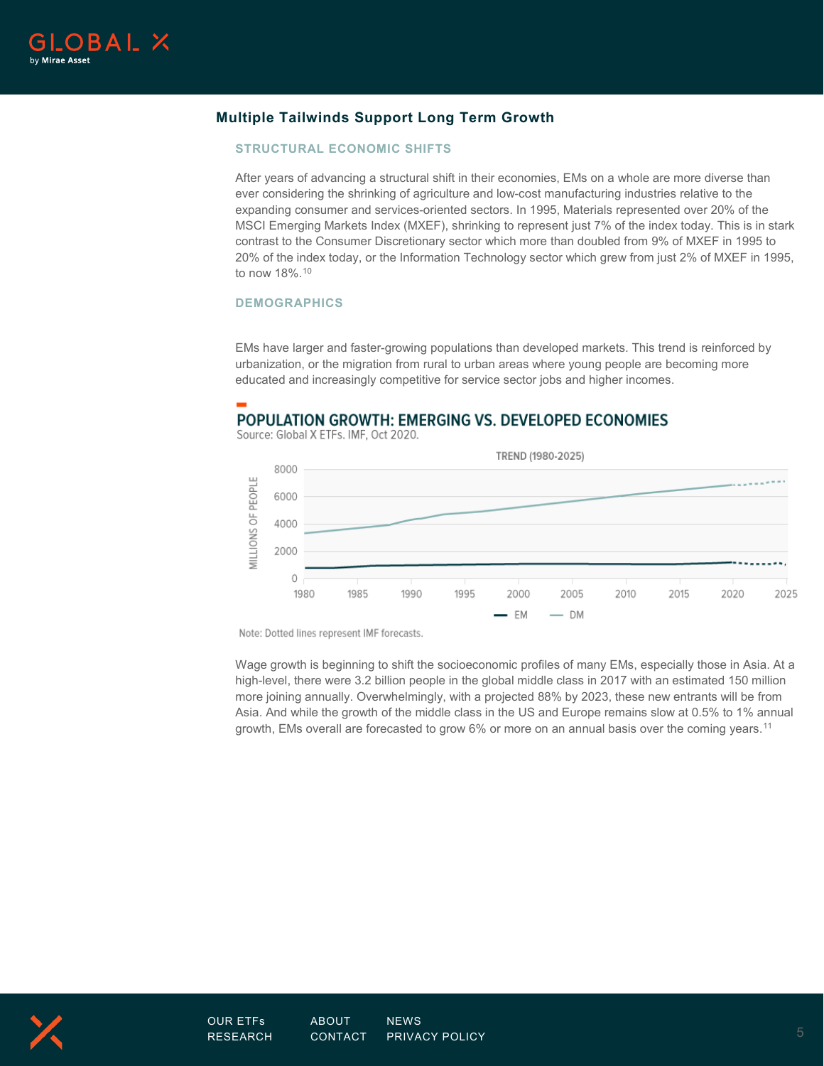## Multiple Tailwinds Support Long Term Growth

### STRUCTURAL ECONOMIC SHIFTS

After years of advancing a structural shift in their economies, EMs on a whole are more diverse than ever considering the shrinking of agriculture and low-cost manufacturing industries relative to the expanding consumer and services-oriented sectors. In 1995, Materials represented over 20% of the MSCI Emerging Markets Index (MXEF), shrinking to represent just 7% of the index today. This is in stark contrast to the Consumer Discretionary sector which more than doubled from 9% of MXEF in 1995 to 20% of the index today, or the Information Technology sector which grew from just 2% of MXEF in 1995, to now 18%.[10]

### DEMOGRAPHICS

EMs have larger and faster-growing populations than developed markets. This trend is reinforced by urbanization, or the migration from rural to urban areas where young people are becoming more educated and increasingly competitive for service sector jobs and higher incomes.

**POPULATION GROWTH: EMERGING VS. DEVELOPED ECONOMIES**

Source: Global X ETFs. IMF, Oct 2020.

Note: Dotted lines represent IMF forecasts.

Wage growth is beginning to shift the socioeconomic profiles of many EMs, especially those in Asia. At a high-level, there were 3.2 billion people in the global middle class in 2017 with an estimated 150 million more joining annually. Overwhelmingly, with a projected 88% by 2023, these new entrants will be from Asia. And while the growth of the middle class in the US and Europe remains slow at 0.5% to 1% annual growth, EMs overall are forecasted to grow 6% or more on an annual basis over the coming years.[11]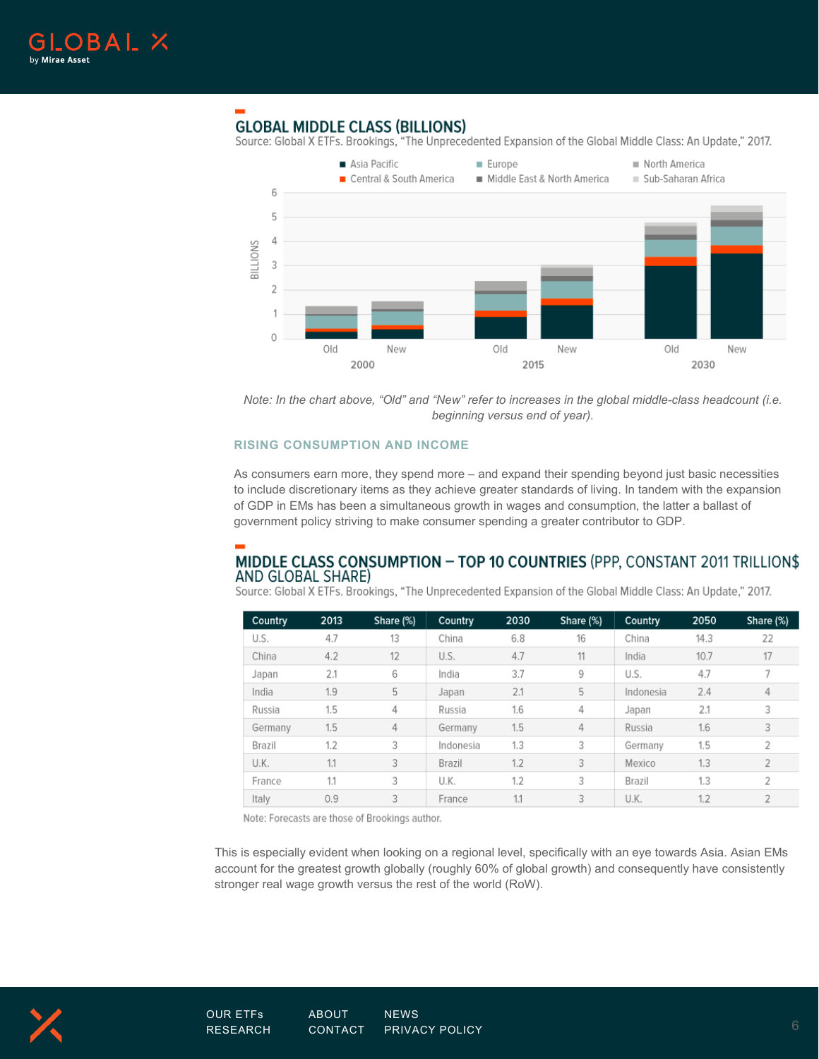## GLOBAL MIDDLE CLASS (BILLIONS)

Source: Global X ETFs. Brookings, "The Unprecedented Expansion of the Global Middle Class: An Update," 2017.

*Note: In the chart above, "Old" and "New" refer to increases in the global middle-class headcount (i.e. beginning versus end of year).*

### RISING CONSUMPTION AND INCOME

As consumers earn more, they spend more – and expand their spending beyond just basic necessities to include discretionary items as they achieve greater standards of living. In tandem with the expansion of GDP in EMs has been a simultaneous growth in wages and consumption, the latter a ballast of government policy striving to make consumer spending a greater contributor to GDP.

## MIDDLE CLASS CONSUMPTION – TOP 10 COUNTRIES (PPP, CONSTANT 2011 TRILLION$ AND GLOBAL SHARE)

Source: Global X ETFs. Brookings, "The Unprecedented Expansion of the Global Middle Class: An Update," 2017.

| Country | 2013 | Share (%) | Country | 2030 | Share (%) | Country | 2050 | Share (%) |
|---|---|---|---|---|---|---|---|---|
| U.S. | 4.7 | 13 | China | 6.8 | 16 | China | 14.3 | 22 |
| China | 4.2 | 12 | U.S. | 4.7 | 11 | India | 10.7 | 17 |
| Japan | 2.1 | 6 | India | 3.7 | 9 | U.S. | 4.7 | 7 |
| India | 1.9 | 5 | Japan | 2.1 | 5 | Indonesia | 2.4 | 4 |
| Russia | 1.5 | 4 | Russia | 1.6 | 4 | Japan | 2.1 | 3 |
| Germany | 1.5 | 4 | Germany | 1.5 | 4 | Russia | 1.6 | 3 |
| Brazil | 1.2 | 3 | Indonesia | 1.3 | 3 | Germany | 1.5 | 2 |
| U.K. | 1.1 | 3 | Brazil | 1.2 | 3 | Mexico | 1.3 | 2 |
| France | 1.1 | 3 | U.K. | 1.2 | 3 | Brazil | 1.3 | 2 |
| Italy | 0.9 | 3 | France | 1.1 | 3 | U.K. | 1.2 | 2 |

Note: Forecasts are those of Brookings author.

This is especially evident when looking on a regional level, specifically with an eye towards Asia. Asian EMs account for the greatest growth globally (roughly 60% of global growth) and consequently have consistently stronger real wage growth versus the rest of the world (RoW).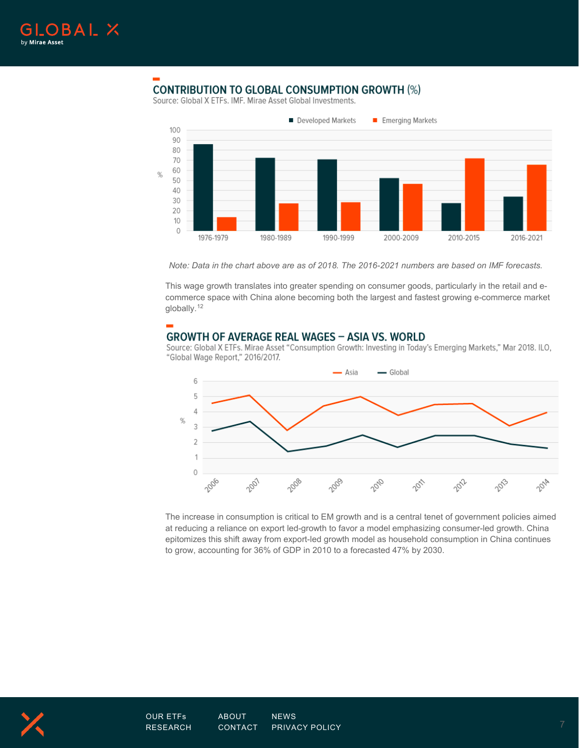## CONTRIBUTION TO GLOBAL CONSUMPTION GROWTH (%)

Source: Global X ETFs. IMF. Mirae Asset Global Investments.

*Note: Data in the chart above are as of 2018. The 2016-2021 numbers are based on IMF forecasts.*

This wage growth translates into greater spending on consumer goods, particularly in the retail and e-commerce space with China alone becoming both the largest and fastest growing e-commerce market globally.[12]

## GROWTH OF AVERAGE REAL WAGES – ASIA VS. WORLD

Source: Global X ETFs. Mirae Asset "Consumption Growth: Investing in Today's Emerging Markets," Mar 2018. ILO, "Global Wage Report," 2016/2017.

The increase in consumption is critical to EM growth and is a central tenet of government policies aimed at reducing a reliance on export led-growth to favor a model emphasizing consumer-led growth. China epitomizes this shift away from export-led growth model as household consumption in China continues to grow, accounting for 36% of GDP in 2010 to a forecasted 47% by 2030.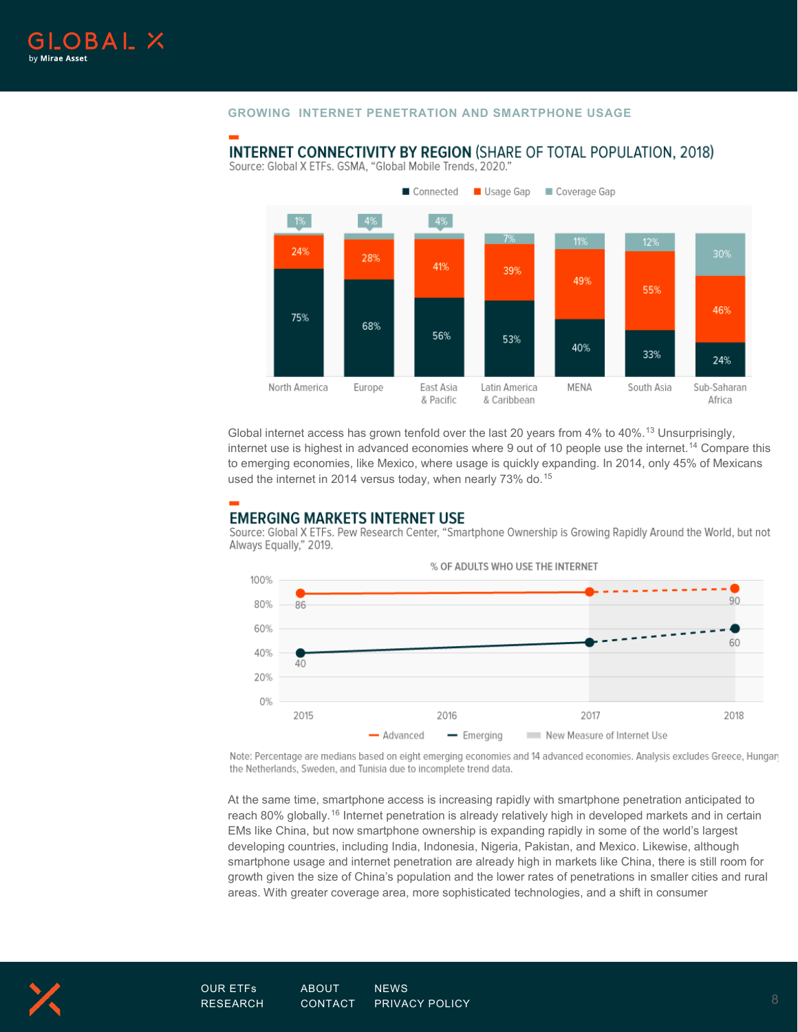## GROWING INTERNET PENETRATION AND SMARTPHONE USAGE

### INTERNET CONNECTIVITY BY REGION (SHARE OF TOTAL POPULATION, 2018)

Source: Global X ETFs. GSMA, "Global Mobile Trends, 2020."

| Region | Connected | Usage Gap | Coverage Gap |
|---|---|---|---|
| North America | 75% | 24% | 1% |
| Europe | 68% | 28% | 4% |
| East Asia & Pacific | 56% | 41% | 4% |
| Latin America & Caribbean | 53% | 39% | 7% |
| MENA | 40% | 49% | 11% |
| South Asia | 33% | 55% | 12% |
| Sub-Saharan Africa | 24% | 46% | 30% |

Global internet access has grown tenfold over the last 20 years from 4% to 40%.[13] Unsurprisingly, internet use is highest in advanced economies where 9 out of 10 people use the internet.[14] Compare this to emerging economies, like Mexico, where usage is quickly expanding. In 2014, only 45% of Mexicans used the internet in 2014 versus today, when nearly 73% do.[15]

### EMERGING MARKETS INTERNET USE

Source: Global X ETFs. Pew Research Center, "Smartphone Ownership is Growing Rapidly Around the World, but not Always Equally," 2019.

% OF ADULTS WHO USE THE INTERNET

| | 2015 | 2018 |
|---|---|---|
| Advanced | 86 | 90 |
| Emerging | 40 | 60 |

Advanced — Emerging — New Measure of Internet Use

Note: Percentage are medians based on eight emerging economies and 14 advanced economies. Analysis excludes Greece, Hungary, the Netherlands, Sweden, and Tunisia due to incomplete trend data.

At the same time, smartphone access is increasing rapidly with smartphone penetration anticipated to reach 80% globally.[16] Internet penetration is already relatively high in developed markets and in certain EMs like China, but now smartphone ownership is expanding rapidly in some of the world's largest developing countries, including India, Indonesia, Nigeria, Pakistan, and Mexico. Likewise, although smartphone usage and internet penetration are already high in markets like China, there is still room for growth given the size of China's population and the lower rates of penetrations in smaller cities and rural areas. With greater coverage area, more sophisticated technologies, and a shift in consumer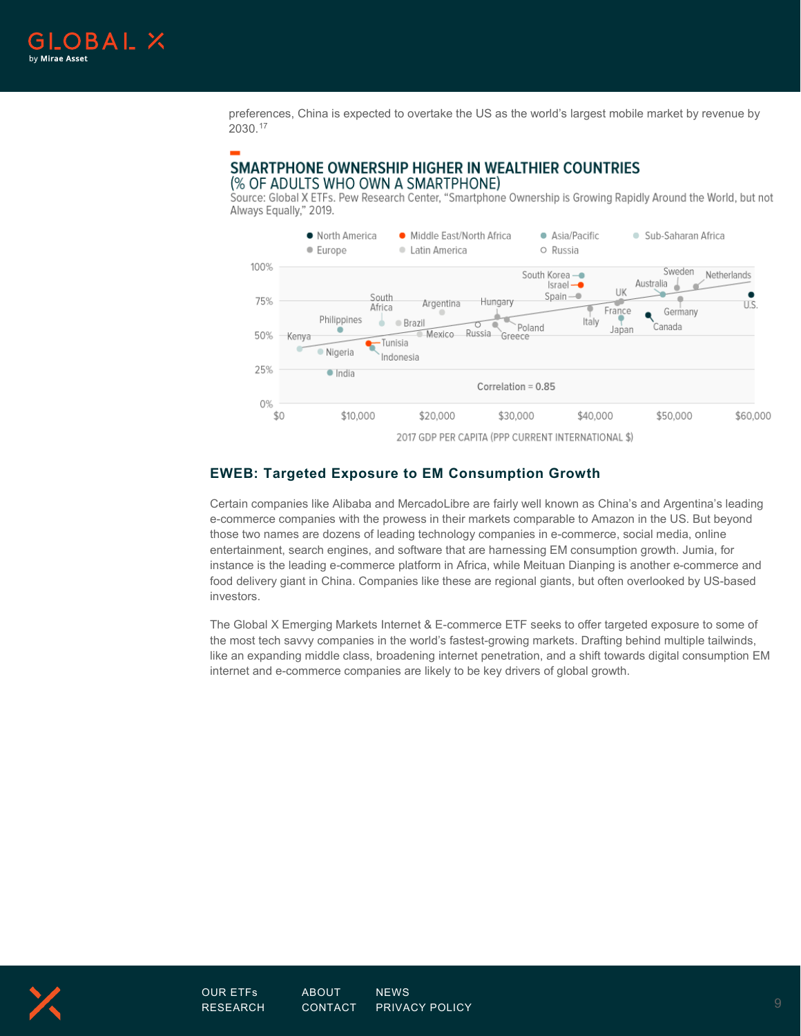preferences, China is expected to overtake the US as the world's largest mobile market by revenue by 2030.[17]

**SMARTPHONE OWNERSHIP HIGHER IN WEALTHIER COUNTRIES**
(% OF ADULTS WHO OWN A SMARTPHONE)
Source: Global X ETFs. Pew Research Center, "Smartphone Ownership is Growing Rapidly Around the World, but not Always Equally," 2019.

## EWEB: Targeted Exposure to EM Consumption Growth

Certain companies like Alibaba and MercadoLibre are fairly well known as China's and Argentina's leading e-commerce companies with the prowess in their markets comparable to Amazon in the US. But beyond those two names are dozens of leading technology companies in e-commerce, social media, online entertainment, search engines, and software that are harnessing EM consumption growth. Jumia, for instance is the leading e-commerce platform in Africa, while Meituan Dianping is another e-commerce and food delivery giant in China. Companies like these are regional giants, but often overlooked by US-based investors.

The Global X Emerging Markets Internet & E-commerce ETF seeks to offer targeted exposure to some of the most tech savvy companies in the world's fastest-growing markets. Drafting behind multiple tailwinds, like an expanding middle class, broadening internet penetration, and a shift towards digital consumption EM internet and e-commerce companies are likely to be key drivers of global growth.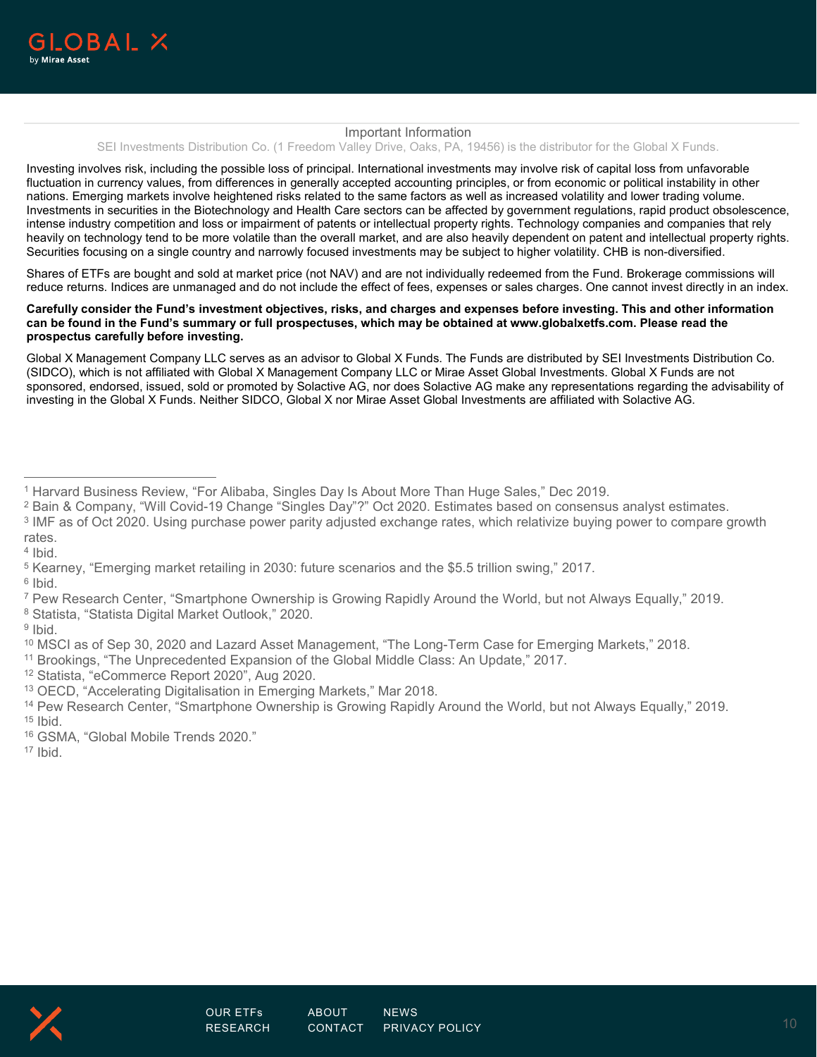## Important Information

SEI Investments Distribution Co. (1 Freedom Valley Drive, Oaks, PA, 19456) is the distributor for the Global X Funds.

Investing involves risk, including the possible loss of principal. International investments may involve risk of capital loss from unfavorable fluctuation in currency values, from differences in generally accepted accounting principles, or from economic or political instability in other nations. Emerging markets involve heightened risks related to the same factors as well as increased volatility and lower trading volume. Investments in securities in the Biotechnology and Health Care sectors can be affected by government regulations, rapid product obsolescence, intense industry competition and loss or impairment of patents or intellectual property rights. Technology companies and companies that rely heavily on technology tend to be more volatile than the overall market, and are also heavily dependent on patent and intellectual property rights. Securities focusing on a single country and narrowly focused investments may be subject to higher volatility. CHB is non-diversified.

Shares of ETFs are bought and sold at market price (not NAV) and are not individually redeemed from the Fund. Brokerage commissions will reduce returns. Indices are unmanaged and do not include the effect of fees, expenses or sales charges. One cannot invest directly in an index.

**Carefully consider the Fund's investment objectives, risks, and charges and expenses before investing. This and other information can be found in the Fund's summary or full prospectuses, which may be obtained at www.globalxetfs.com. Please read the prospectus carefully before investing.**

Global X Management Company LLC serves as an advisor to Global X Funds. The Funds are distributed by SEI Investments Distribution Co. (SIDCO), which is not affiliated with Global X Management Company LLC or Mirae Asset Global Investments. Global X Funds are not sponsored, endorsed, issued, sold or promoted by Solactive AG, nor does Solactive AG make any representations regarding the advisability of investing in the Global X Funds. Neither SIDCO, Global X nor Mirae Asset Global Investments are affiliated with Solactive AG.

---

[1] Harvard Business Review, "For Alibaba, Singles Day Is About More Than Huge Sales," Dec 2019.
[2] Bain & Company, "Will Covid-19 Change "Singles Day"?" Oct 2020. Estimates based on consensus analyst estimates.
[3] IMF as of Oct 2020. Using purchase power parity adjusted exchange rates, which relativize buying power to compare growth rates.
[4] Ibid.
[5] Kearney, "Emerging market retailing in 2030: future scenarios and the $5.5 trillion swing," 2017.
[6] Ibid.
[7] Pew Research Center, "Smartphone Ownership is Growing Rapidly Around the World, but not Always Equally," 2019.
[8] Statista, "Statista Digital Market Outlook," 2020.
[9] Ibid.
[10] MSCI as of Sep 30, 2020 and Lazard Asset Management, "The Long-Term Case for Emerging Markets," 2018.
[11] Brookings, "The Unprecedented Expansion of the Global Middle Class: An Update," 2017.
[12] Statista, "eCommerce Report 2020", Aug 2020.
[13] OECD, "Accelerating Digitalisation in Emerging Markets," Mar 2018.
[14] Pew Research Center, "Smartphone Ownership is Growing Rapidly Around the World, but not Always Equally," 2019.
[15] Ibid.
[16] GSMA, "Global Mobile Trends 2020."
[17] Ibid.